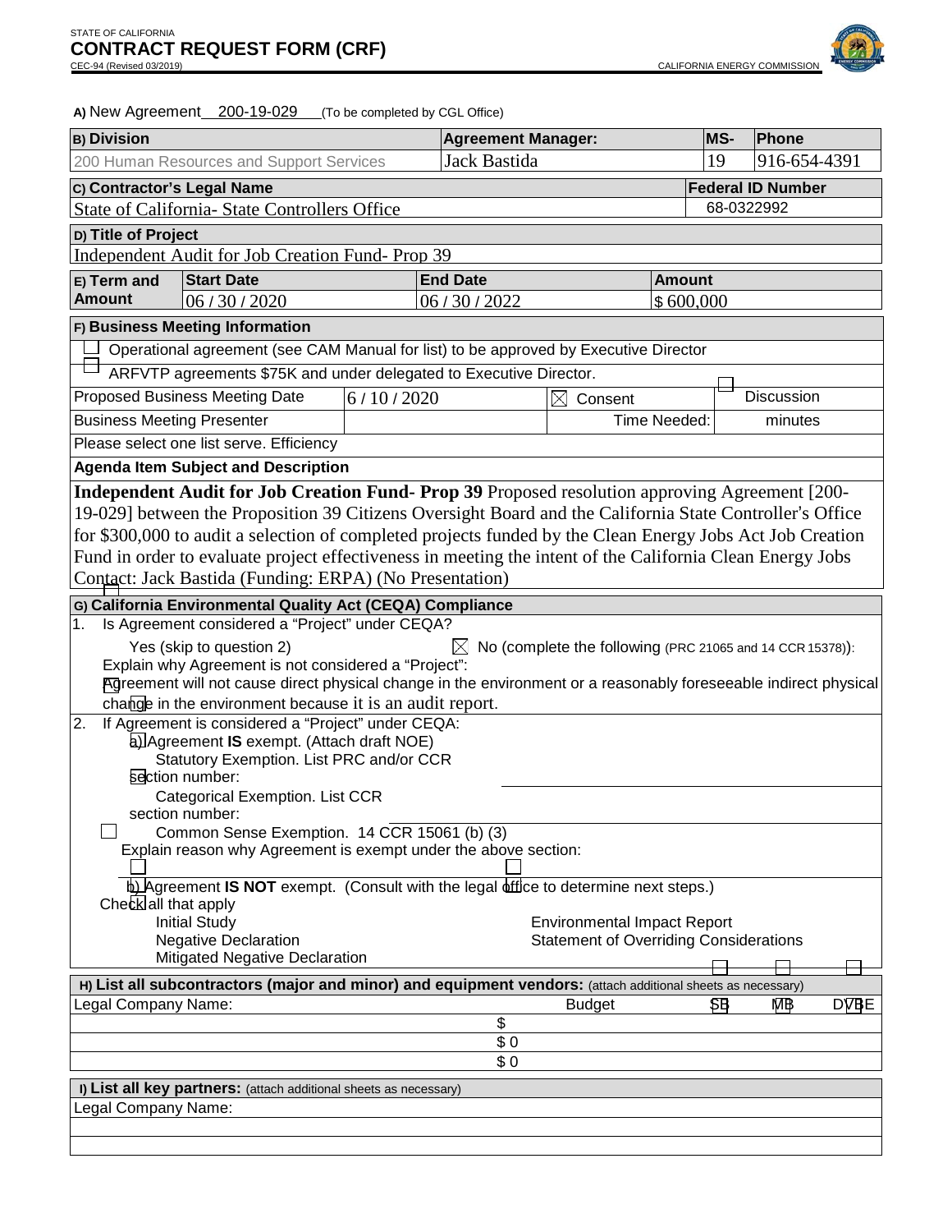STATE OF CALIFORNIA

# CONTRACT REQUEST FORM (CRF)

CEC-94 (Revised 03/2019) CALIFORNIA ENERGY COMMISSION

**A)** New Agreement 200-19-029 (To be completed by CGL Office)

| **B) Division** | **Agreement Manager:** | **MS-** | **Phone** |
|---|---|---|---|
| 200 Human Resources and Support Services | Jack Bastida | 19 | 916-654-4391 |

| **C) Contractor's Legal Name** | **Federal ID Number** |
|---|---|
| State of California- State Controllers Office | 68-0322992 |

**D) Title of Project**

Independent Audit for Job Creation Fund- Prop 39

| **E) Term and Amount** | **Start Date** | **End Date** | **Amount** |
|---|---|---|---|
| | 06 / 30 / 2020 | 06 / 30 / 2022 | $ 600,000 |

**F) Business Meeting Information**

☐ Operational agreement (see CAM Manual for list) to be approved by Executive Director

☐ ARFVTP agreements $75K and under delegated to Executive Director.

| Proposed Business Meeting Date | 6 / 10 / 2020 | ☒ Consent | ☐ Discussion |
|---|---|---|---|
| Business Meeting Presenter | | Time Needed: | minutes |

Please select one list serve. Efficiency

**Agenda Item Subject and Description**

**Independent Audit for Job Creation Fund- Prop 39** Proposed resolution approving Agreement [200-19-029] between the Proposition 39 Citizens Oversight Board and the California State Controller's Office for $300,000 to audit a selection of completed projects funded by the Clean Energy Jobs Act Job Creation Fund in order to evaluate project effectiveness in meeting the intent of the California Clean Energy Jobs Contact: Jack Bastida (Funding: ERPA) (No Presentation)

**G) California Environmental Quality Act (CEQA) Compliance**

1. Is Agreement considered a "Project" under CEQA?

   ☐ Yes (skip to question 2) ☒ No (complete the following (PRC 21065 and 14 CCR 15378)):

   Explain why Agreement is not considered a "Project":

   Agreement will not cause direct physical change in the environment or a reasonably foreseeable indirect physical change in the environment because it is an audit report.

2. If Agreement is considered a "Project" under CEQA:

   ☐ a) Agreement **IS** exempt. (Attach draft NOE)

   ☐ Statutory Exemption. List PRC and/or CCR section number:

   ☐ Categorical Exemption. List CCR section number:

   ☐ Common Sense Exemption. 14 CCR 15061 (b) (3)

   Explain reason why Agreement is exempt under the above section:

   ☐ b) Agreement **IS NOT** exempt. (Consult with the legal office to determine next steps.)

   Check all that apply

   ☐ Initial Study ☐ Environmental Impact Report

   ☐ Negative Declaration ☐ Statement of Overriding Considerations

   ☐ Mitigated Negative Declaration

**H) List all subcontractors (major and minor) and equipment vendors:** (attach additional sheets as necessary)

| Legal Company Name: | Budget | SB | MB | DVBE |
|---|---|---|---|---|
| | $ | ☐ | ☐ | ☐ |
| | $ 0 | | | |
| | $ 0 | | | |

**I) List all key partners:** (attach additional sheets as necessary)

| Legal Company Name: |
|---|
| |
| |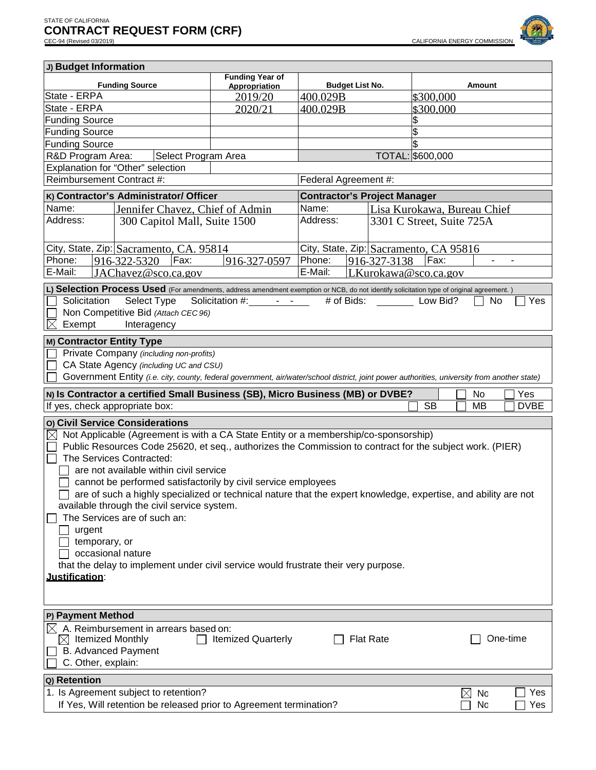STATE OF CALIFORNIA
# CONTRACT REQUEST FORM (CRF)
CEC-94 (Revised 03/2019)

CALIFORNIA ENERGY COMMISSION

## J) Budget Information

| Funding Source | Funding Year of Appropriation | Budget List No. | Amount |
|---|---|---|---|
| State - ERPA | 2019/20 | 400.029B | $300,000 |
| State - ERPA | 2020/21 | 400.029B | $300,000 |
| Funding Source | | | $ |
| Funding Source | | | $ |
| Funding Source | | | $ |
| R&D Program Area: Select Program Area | | TOTAL: | $600,000 |
| Explanation for "Other" selection | | | |
| Reimbursement Contract #: | | Federal Agreement #: | |

## K) Contractor's Administrator/ Officer

| | |
|---|---|
| Name: | Jennifer Chavez, Chief of Admin |
| Address: | 300 Capitol Mall, Suite 1500 |
| City, State, Zip: | Sacramento, CA. 95814 |
| Phone: | 916-322-5320 |
| Fax: | 916-327-0597 |
| E-Mail: | JAChavez@sco.ca.gov |

## Contractor's Project Manager

| | |
|---|---|
| Name: | Lisa Kurokawa, Bureau Chief |
| Address: | 3301 C Street, Suite 725A |
| City, State, Zip: | Sacramento, CA 95816 |
| Phone: | 916-327-3138 |
| Fax: | - - |
| E-Mail: | LKurokawa@sco.ca.gov |

## L) Selection Process Used
(For amendments, address amendment exemption or NCB, do not identify solicitation type of original agreement. )

- ☐ Solicitation Select Type Solicitation #: - - # of Bids: Low Bid? ☐ No ☐ Yes
- ☐ Non Competitive Bid *(Attach CEC 96)*
- ☒ Exempt Interagency

## M) Contractor Entity Type

- ☐ Private Company *(including non-profits)*
- ☐ CA State Agency *(including UC and CSU)*
- ☐ Government Entity *(i.e. city, county, federal government, air/water/school district, joint power authorities, university from another state)*

## N) Is Contractor a certified Small Business (SB), Micro Business (MB) or DVBE?
☐ No ☐ Yes

If yes, check appropriate box: ☐ SB ☐ MB ☐ DVBE

## O) Civil Service Considerations

- ☒ Not Applicable (Agreement is with a CA State Entity or a membership/co-sponsorship)
- ☐ Public Resources Code 25620, et seq., authorizes the Commission to contract for the subject work. (PIER)
- ☐ The Services Contracted:
  - ☐ are not available within civil service
  - ☐ cannot be performed satisfactorily by civil service employees
  - ☐ are of such a highly specialized or technical nature that the expert knowledge, expertise, and ability are not available through the civil service system.
- ☐ The Services are of such an:
  - ☐ urgent
  - ☐ temporary, or
  - ☐ occasional nature

  that the delay to implement under civil service would frustrate their very purpose.

**Justification**:

## P) Payment Method

- ☒ A. Reimbursement in arrears based on:
  - ☒ Itemized Monthly ☐ Itemized Quarterly ☐ Flat Rate ☐ One-time
- ☐ B. Advanced Payment
- ☐ C. Other, explain:

## Q) Retention

1. Is Agreement subject to retention? ☒ No ☐ Yes

   If Yes, Will retention be released prior to Agreement termination? ☐ No ☐ Yes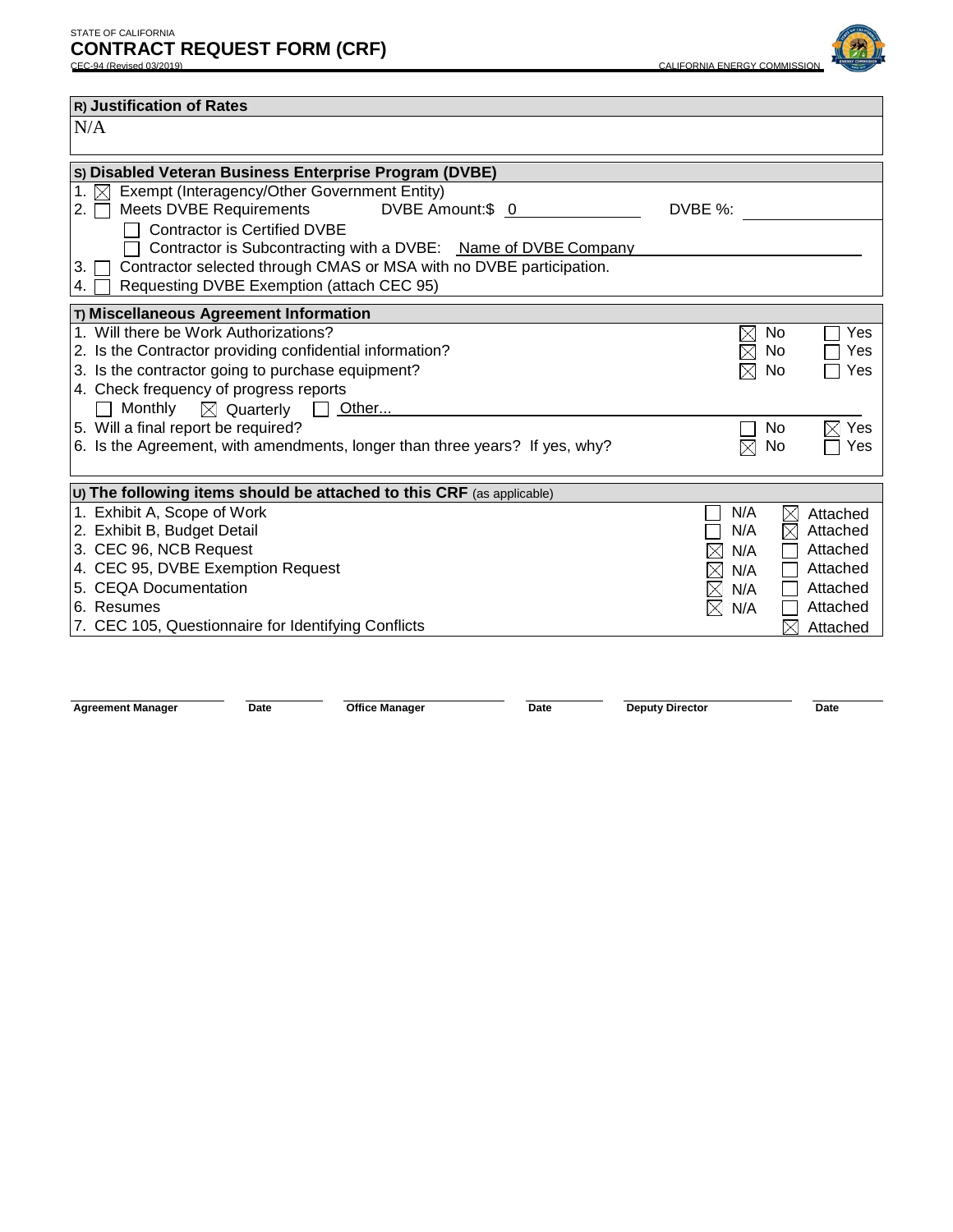STATE OF CALIFORNIA
# CONTRACT REQUEST FORM (CRF)
CEC-94 (Revised 03/2019) CALIFORNIA ENERGY COMMISSION

## R) Justification of Rates

N/A

## S) Disabled Veteran Business Enterprise Program (DVBE)

1. ☒ Exempt (Interagency/Other Government Entity)
2. ☐ Meets DVBE Requirements DVBE Amount:$ 0 DVBE %:
   - ☐ Contractor is Certified DVBE
   - ☐ Contractor is Subcontracting with a DVBE: Name of DVBE Company
3. ☐ Contractor selected through CMAS or MSA with no DVBE participation.
4. ☐ Requesting DVBE Exemption (attach CEC 95)

## T) Miscellaneous Agreement Information

| Question | No | Yes |
|---|---|---|
| 1. Will there be Work Authorizations? | ☒ No | ☐ Yes |
| 2. Is the Contractor providing confidential information? | ☒ No | ☐ Yes |
| 3. Is the contractor going to purchase equipment? | ☒ No | ☐ Yes |
| 4. Check frequency of progress reports ☐ Monthly ☒ Quarterly ☐ Other... | | |
| 5. Will a final report be required? | ☐ No | ☒ Yes |
| 6. Is the Agreement, with amendments, longer than three years? If yes, why? | ☒ No | ☐ Yes |

## U) The following items should be attached to this CRF (as applicable)

| Item | N/A | Attached |
|---|---|---|
| 1. Exhibit A, Scope of Work | ☐ N/A | ☒ Attached |
| 2. Exhibit B, Budget Detail | ☐ N/A | ☒ Attached |
| 3. CEC 96, NCB Request | ☒ N/A | ☐ Attached |
| 4. CEC 95, DVBE Exemption Request | ☒ N/A | ☐ Attached |
| 5. CEQA Documentation | ☒ N/A | ☐ Attached |
| 6. Resumes | ☒ N/A | ☐ Attached |
| 7. CEC 105, Questionnaire for Identifying Conflicts | | ☒ Attached |

| Agreement Manager | Date | Office Manager | Date | Deputy Director | Date |
|---|---|---|---|---|---|
| | | | | | |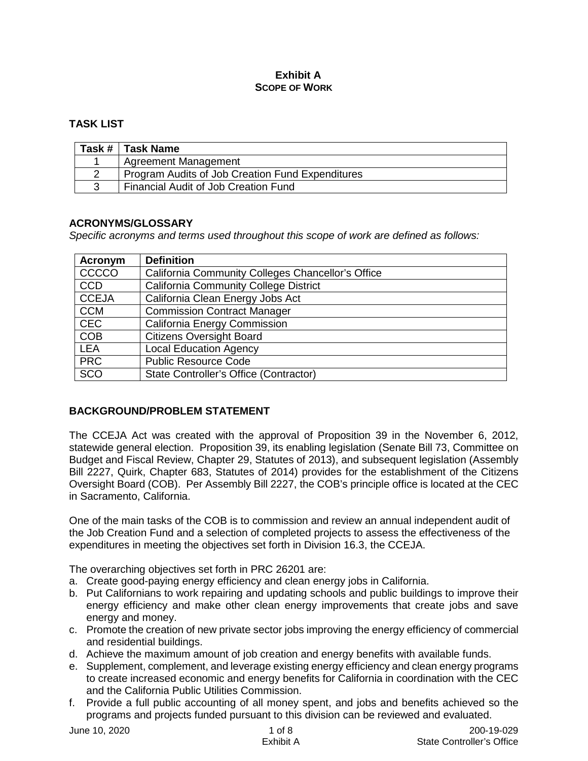# Exhibit A
## SCOPE OF WORK

### TASK LIST

| Task # | Task Name |
|---|---|
| 1 | Agreement Management |
| 2 | Program Audits of Job Creation Fund Expenditures |
| 3 | Financial Audit of Job Creation Fund |

### ACRONYMS/GLOSSARY

*Specific acronyms and terms used throughout this scope of work are defined as follows:*

| Acronym | Definition |
|---|---|
| CCCCO | California Community Colleges Chancellor's Office |
| CCD | California Community College District |
| CCEJA | California Clean Energy Jobs Act |
| CCM | Commission Contract Manager |
| CEC | California Energy Commission |
| COB | Citizens Oversight Board |
| LEA | Local Education Agency |
| PRC | Public Resource Code |
| SCO | State Controller's Office (Contractor) |

### BACKGROUND/PROBLEM STATEMENT

The CCEJA Act was created with the approval of Proposition 39 in the November 6, 2012, statewide general election. Proposition 39, its enabling legislation (Senate Bill 73, Committee on Budget and Fiscal Review, Chapter 29, Statutes of 2013), and subsequent legislation (Assembly Bill 2227, Quirk, Chapter 683, Statutes of 2014) provides for the establishment of the Citizens Oversight Board (COB). Per Assembly Bill 2227, the COB's principle office is located at the CEC in Sacramento, California.

One of the main tasks of the COB is to commission and review an annual independent audit of the Job Creation Fund and a selection of completed projects to assess the effectiveness of the expenditures in meeting the objectives set forth in Division 16.3, the CCEJA.

The overarching objectives set forth in PRC 26201 are:

a. Create good-paying energy efficiency and clean energy jobs in California.
b. Put Californians to work repairing and updating schools and public buildings to improve their energy efficiency and make other clean energy improvements that create jobs and save energy and money.
c. Promote the creation of new private sector jobs improving the energy efficiency of commercial and residential buildings.
d. Achieve the maximum amount of job creation and energy benefits with available funds.
e. Supplement, complement, and leverage existing energy efficiency and clean energy programs to create increased economic and energy benefits for California in coordination with the CEC and the California Public Utilities Commission.
f. Provide a full public accounting of all money spent, and jobs and benefits achieved so the programs and projects funded pursuant to this division can be reviewed and evaluated.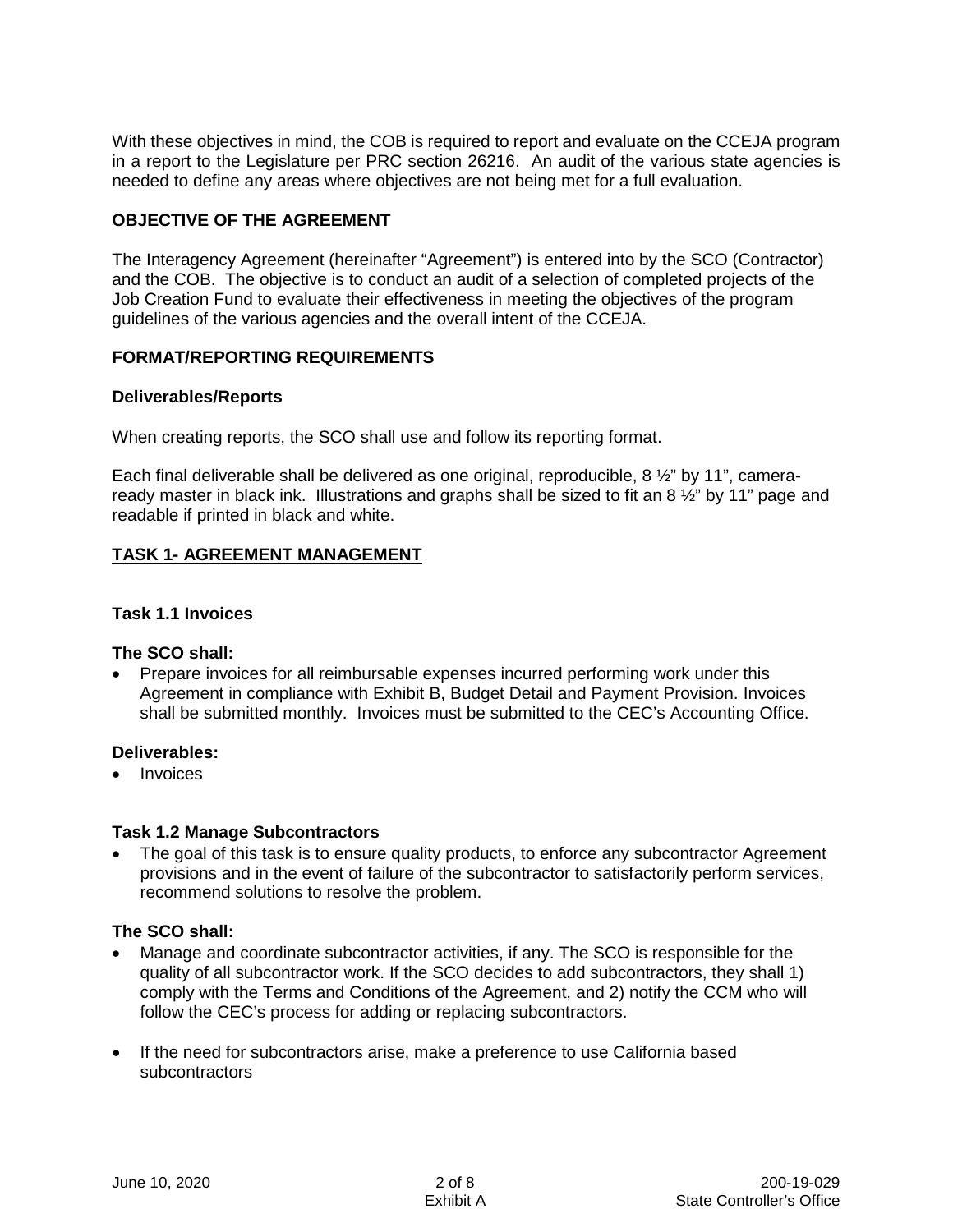With these objectives in mind, the COB is required to report and evaluate on the CCEJA program in a report to the Legislature per PRC section 26216. An audit of the various state agencies is needed to define any areas where objectives are not being met for a full evaluation.

## OBJECTIVE OF THE AGREEMENT

The Interagency Agreement (hereinafter "Agreement") is entered into by the SCO (Contractor) and the COB. The objective is to conduct an audit of a selection of completed projects of the Job Creation Fund to evaluate their effectiveness in meeting the objectives of the program guidelines of the various agencies and the overall intent of the CCEJA.

## FORMAT/REPORTING REQUIREMENTS

### Deliverables/Reports

When creating reports, the SCO shall use and follow its reporting format.

Each final deliverable shall be delivered as one original, reproducible, 8 ½" by 11", camera-ready master in black ink. Illustrations and graphs shall be sized to fit an 8 ½" by 11" page and readable if printed in black and white.

## TASK 1- AGREEMENT MANAGEMENT

### Task 1.1 Invoices

**The SCO shall:**

- Prepare invoices for all reimbursable expenses incurred performing work under this Agreement in compliance with Exhibit B, Budget Detail and Payment Provision. Invoices shall be submitted monthly. Invoices must be submitted to the CEC's Accounting Office.

**Deliverables:**

- Invoices

### Task 1.2 Manage Subcontractors

- The goal of this task is to ensure quality products, to enforce any subcontractor Agreement provisions and in the event of failure of the subcontractor to satisfactorily perform services, recommend solutions to resolve the problem.

**The SCO shall:**

- Manage and coordinate subcontractor activities, if any. The SCO is responsible for the quality of all subcontractor work. If the SCO decides to add subcontractors, they shall 1) comply with the Terms and Conditions of the Agreement, and 2) notify the CCM who will follow the CEC's process for adding or replacing subcontractors.
- If the need for subcontractors arise, make a preference to use California based subcontractors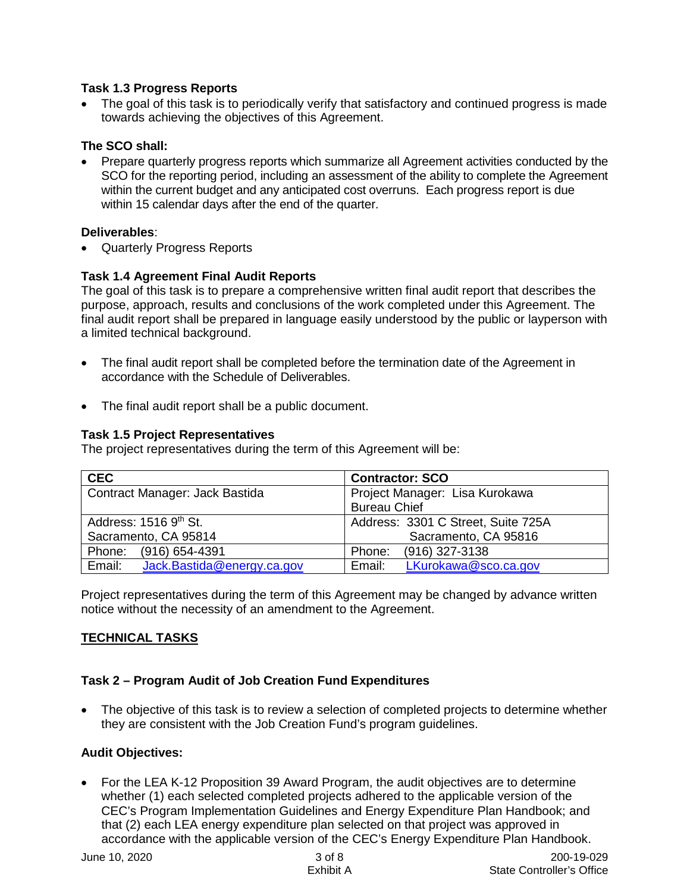**Task 1.3 Progress Reports**

- The goal of this task is to periodically verify that satisfactory and continued progress is made towards achieving the objectives of this Agreement.

**The SCO shall:**

- Prepare quarterly progress reports which summarize all Agreement activities conducted by the SCO for the reporting period, including an assessment of the ability to complete the Agreement within the current budget and any anticipated cost overruns. Each progress report is due within 15 calendar days after the end of the quarter.

**Deliverables**:

- Quarterly Progress Reports

**Task 1.4 Agreement Final Audit Reports**

The goal of this task is to prepare a comprehensive written final audit report that describes the purpose, approach, results and conclusions of the work completed under this Agreement. The final audit report shall be prepared in language easily understood by the public or layperson with a limited technical background.

- The final audit report shall be completed before the termination date of the Agreement in accordance with the Schedule of Deliverables.
- The final audit report shall be a public document.

**Task 1.5 Project Representatives**

The project representatives during the term of this Agreement will be:

| **CEC** | **Contractor: SCO** |
|---|---|
| Contract Manager: Jack Bastida | Project Manager: Lisa Kurokawa<br>Bureau Chief |
| Address: 1516 9th St.<br>Sacramento, CA 95814 | Address: 3301 C Street, Suite 725A<br>Sacramento, CA 95816 |
| Phone: (916) 654-4391 | Phone: (916) 327-3138 |
| Email: Jack.Bastida@energy.ca.gov | Email: LKurokawa@sco.ca.gov |

Project representatives during the term of this Agreement may be changed by advance written notice without the necessity of an amendment to the Agreement.

## TECHNICAL TASKS

**Task 2 – Program Audit of Job Creation Fund Expenditures**

- The objective of this task is to review a selection of completed projects to determine whether they are consistent with the Job Creation Fund's program guidelines.

**Audit Objectives:**

- For the LEA K-12 Proposition 39 Award Program, the audit objectives are to determine whether (1) each selected completed projects adhered to the applicable version of the CEC's Program Implementation Guidelines and Energy Expenditure Plan Handbook; and that (2) each LEA energy expenditure plan selected on that project was approved in accordance with the applicable version of the CEC's Energy Expenditure Plan Handbook.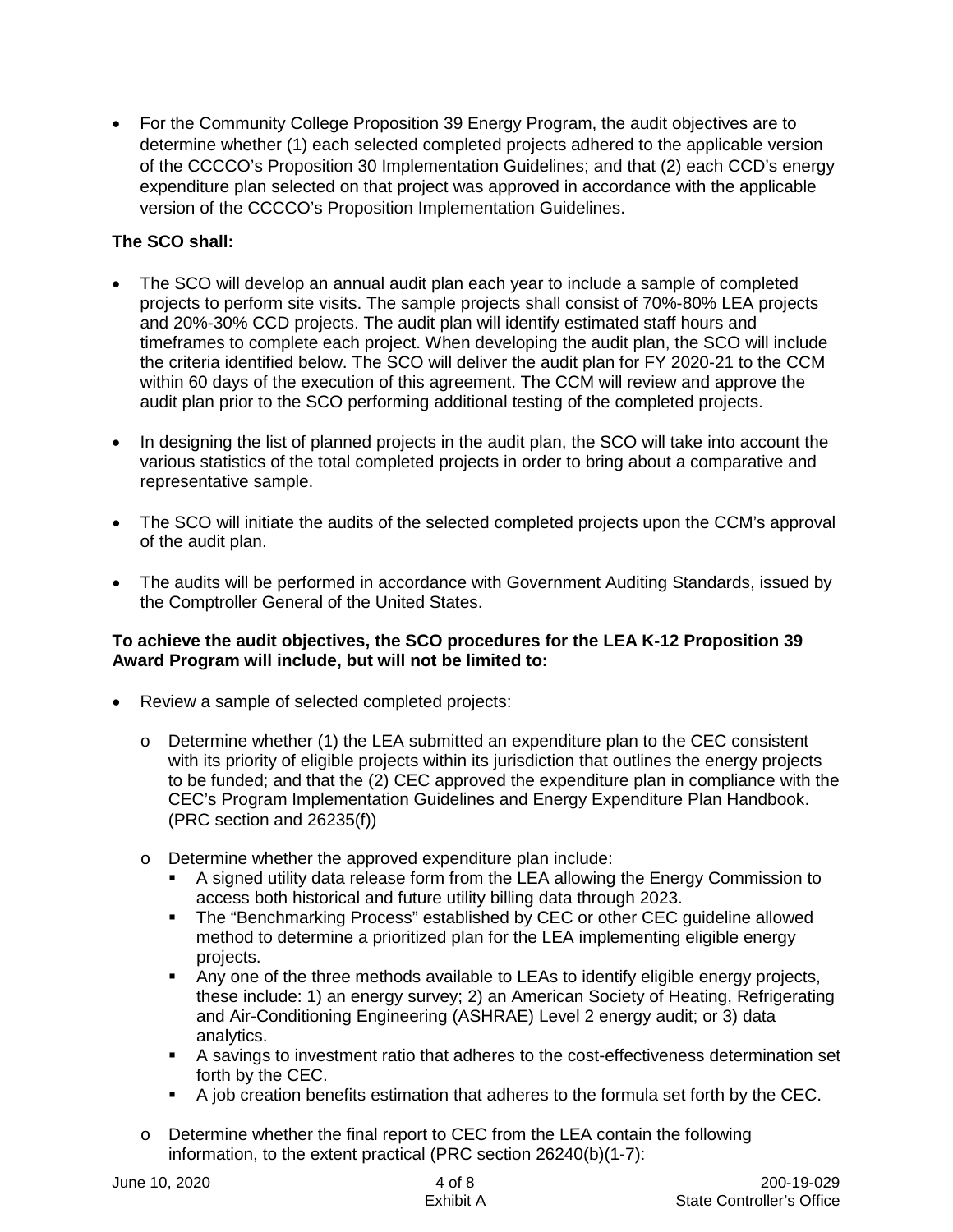- For the Community College Proposition 39 Energy Program, the audit objectives are to determine whether (1) each selected completed projects adhered to the applicable version of the CCCCO's Proposition 30 Implementation Guidelines; and that (2) each CCD's energy expenditure plan selected on that project was approved in accordance with the applicable version of the CCCCO's Proposition Implementation Guidelines.

**The SCO shall:**

- The SCO will develop an annual audit plan each year to include a sample of completed projects to perform site visits. The sample projects shall consist of 70%-80% LEA projects and 20%-30% CCD projects. The audit plan will identify estimated staff hours and timeframes to complete each project. When developing the audit plan, the SCO will include the criteria identified below. The SCO will deliver the audit plan for FY 2020-21 to the CCM within 60 days of the execution of this agreement. The CCM will review and approve the audit plan prior to the SCO performing additional testing of the completed projects.
- In designing the list of planned projects in the audit plan, the SCO will take into account the various statistics of the total completed projects in order to bring about a comparative and representative sample.
- The SCO will initiate the audits of the selected completed projects upon the CCM's approval of the audit plan.
- The audits will be performed in accordance with Government Auditing Standards, issued by the Comptroller General of the United States.

**To achieve the audit objectives, the SCO procedures for the LEA K-12 Proposition 39 Award Program will include, but will not be limited to:**

- Review a sample of selected completed projects:
  - Determine whether (1) the LEA submitted an expenditure plan to the CEC consistent with its priority of eligible projects within its jurisdiction that outlines the energy projects to be funded; and that the (2) CEC approved the expenditure plan in compliance with the CEC's Program Implementation Guidelines and Energy Expenditure Plan Handbook. (PRC section and 26235(f))
  - Determine whether the approved expenditure plan include:
    - A signed utility data release form from the LEA allowing the Energy Commission to access both historical and future utility billing data through 2023.
    - The "Benchmarking Process" established by CEC or other CEC guideline allowed method to determine a prioritized plan for the LEA implementing eligible energy projects.
    - Any one of the three methods available to LEAs to identify eligible energy projects, these include: 1) an energy survey; 2) an American Society of Heating, Refrigerating and Air-Conditioning Engineering (ASHRAE) Level 2 energy audit; or 3) data analytics.
    - A savings to investment ratio that adheres to the cost-effectiveness determination set forth by the CEC.
    - A job creation benefits estimation that adheres to the formula set forth by the CEC.
  - Determine whether the final report to CEC from the LEA contain the following information, to the extent practical (PRC section 26240(b)(1-7):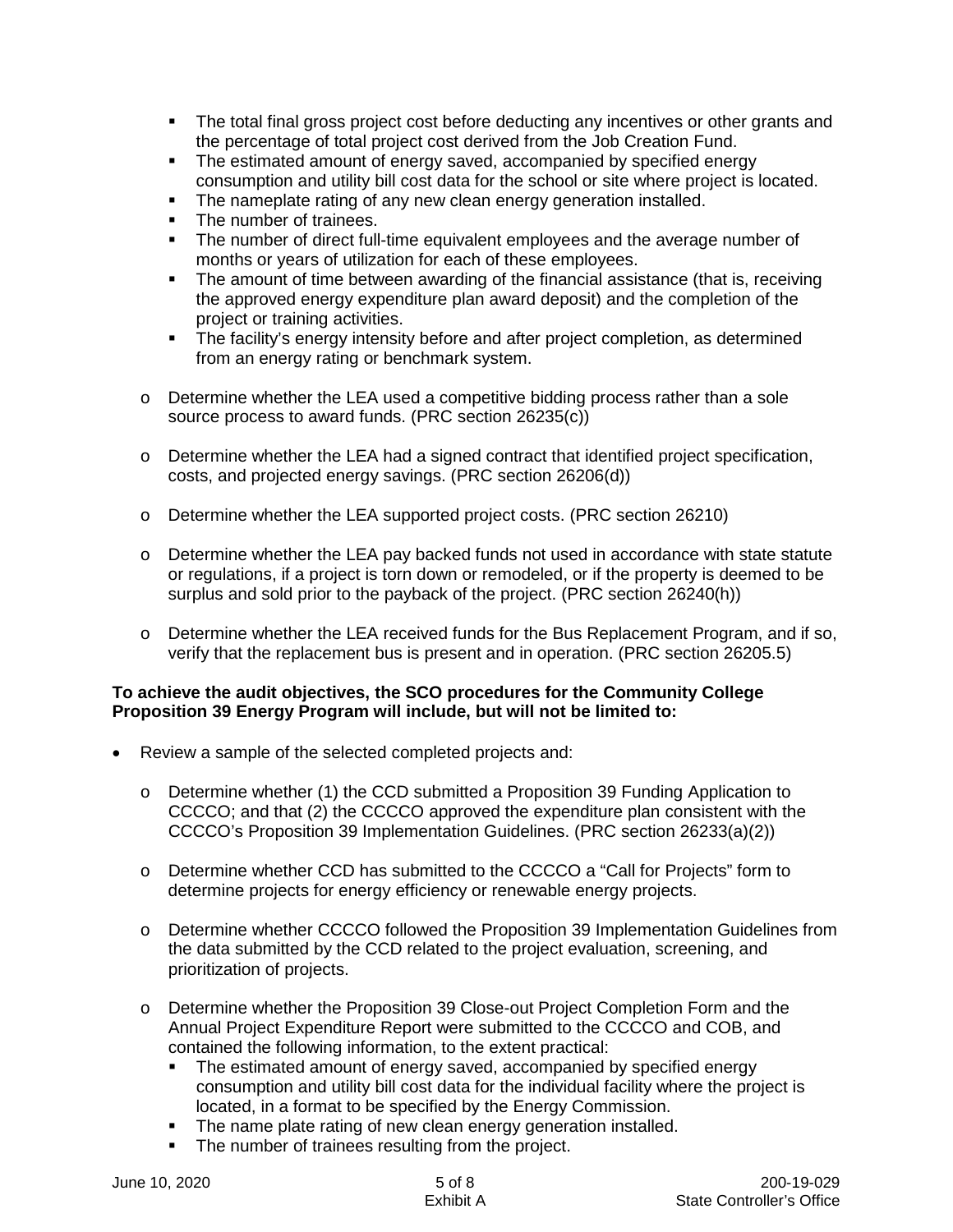- The total final gross project cost before deducting any incentives or other grants and the percentage of total project cost derived from the Job Creation Fund.
    - The estimated amount of energy saved, accompanied by specified energy consumption and utility bill cost data for the school or site where project is located.
    - The nameplate rating of any new clean energy generation installed.
    - The number of trainees.
    - The number of direct full-time equivalent employees and the average number of months or years of utilization for each of these employees.
    - The amount of time between awarding of the financial assistance (that is, receiving the approved energy expenditure plan award deposit) and the completion of the project or training activities.
    - The facility's energy intensity before and after project completion, as determined from an energy rating or benchmark system.

  - Determine whether the LEA used a competitive bidding process rather than a sole source process to award funds. (PRC section 26235(c))

  - Determine whether the LEA had a signed contract that identified project specification, costs, and projected energy savings. (PRC section 26206(d))

  - Determine whether the LEA supported project costs. (PRC section 26210)

  - Determine whether the LEA pay backed funds not used in accordance with state statute or regulations, if a project is torn down or remodeled, or if the property is deemed to be surplus and sold prior to the payback of the project. (PRC section 26240(h))

  - Determine whether the LEA received funds for the Bus Replacement Program, and if so, verify that the replacement bus is present and in operation. (PRC section 26205.5)

**To achieve the audit objectives, the SCO procedures for the Community College Proposition 39 Energy Program will include, but will not be limited to:**

- Review a sample of the selected completed projects and:

  - Determine whether (1) the CCD submitted a Proposition 39 Funding Application to CCCCO; and that (2) the CCCCO approved the expenditure plan consistent with the CCCCO's Proposition 39 Implementation Guidelines. (PRC section 26233(a)(2))

  - Determine whether CCD has submitted to the CCCCO a "Call for Projects" form to determine projects for energy efficiency or renewable energy projects.

  - Determine whether CCCCO followed the Proposition 39 Implementation Guidelines from the data submitted by the CCD related to the project evaluation, screening, and prioritization of projects.

  - Determine whether the Proposition 39 Close-out Project Completion Form and the Annual Project Expenditure Report were submitted to the CCCCO and COB, and contained the following information, to the extent practical:
    - The estimated amount of energy saved, accompanied by specified energy consumption and utility bill cost data for the individual facility where the project is located, in a format to be specified by the Energy Commission.
    - The name plate rating of new clean energy generation installed.
    - The number of trainees resulting from the project.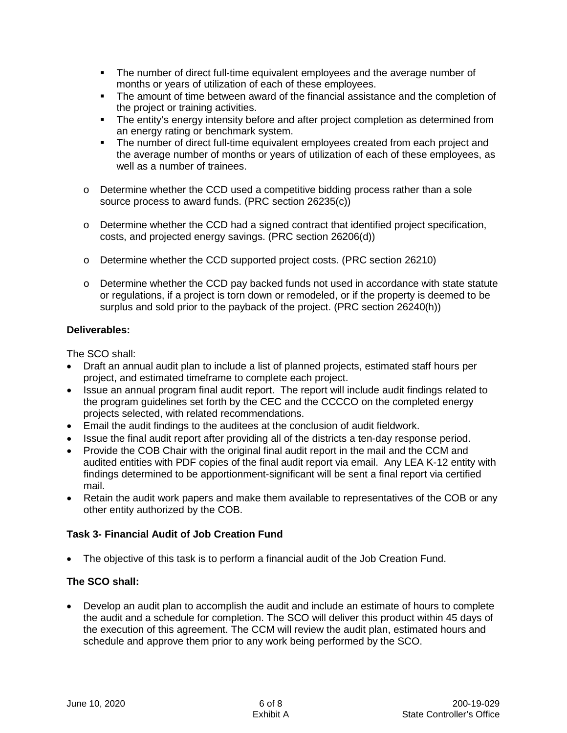- The number of direct full-time equivalent employees and the average number of months or years of utilization of each of these employees.
        - The amount of time between award of the financial assistance and the completion of the project or training activities.
        - The entity's energy intensity before and after project completion as determined from an energy rating or benchmark system.
        - The number of direct full-time equivalent employees created from each project and the average number of months or years of utilization of each of these employees, as well as a number of trainees.

    - Determine whether the CCD used a competitive bidding process rather than a sole source process to award funds. (PRC section 26235(c))

    - Determine whether the CCD had a signed contract that identified project specification, costs, and projected energy savings. (PRC section 26206(d))

    - Determine whether the CCD supported project costs. (PRC section 26210)

    - Determine whether the CCD pay backed funds not used in accordance with state statute or regulations, if a project is torn down or remodeled, or if the property is deemed to be surplus and sold prior to the payback of the project. (PRC section 26240(h))

**Deliverables:**

The SCO shall:

- Draft an annual audit plan to include a list of planned projects, estimated staff hours per project, and estimated timeframe to complete each project.
- Issue an annual program final audit report. The report will include audit findings related to the program guidelines set forth by the CEC and the CCCCO on the completed energy projects selected, with related recommendations.
- Email the audit findings to the auditees at the conclusion of audit fieldwork.
- Issue the final audit report after providing all of the districts a ten-day response period.
- Provide the COB Chair with the original final audit report in the mail and the CCM and audited entities with PDF copies of the final audit report via email. Any LEA K-12 entity with findings determined to be apportionment-significant will be sent a final report via certified mail.
- Retain the audit work papers and make them available to representatives of the COB or any other entity authorized by the COB.

**Task 3- Financial Audit of Job Creation Fund**

- The objective of this task is to perform a financial audit of the Job Creation Fund.

**The SCO shall:**

- Develop an audit plan to accomplish the audit and include an estimate of hours to complete the audit and a schedule for completion. The SCO will deliver this product within 45 days of the execution of this agreement. The CCM will review the audit plan, estimated hours and schedule and approve them prior to any work being performed by the SCO.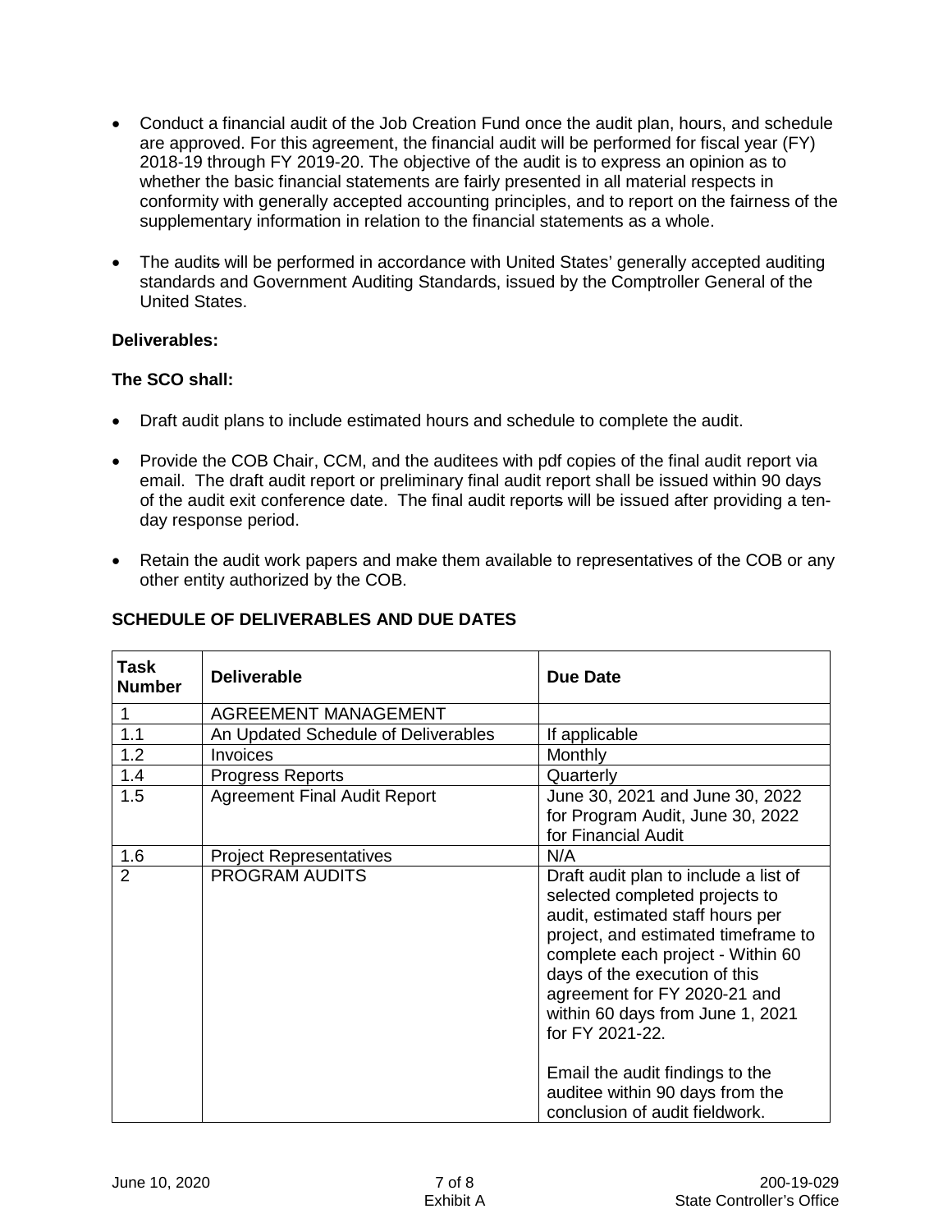- Conduct a financial audit of the Job Creation Fund once the audit plan, hours, and schedule are approved. For this agreement, the financial audit will be performed for fiscal year (FY) 2018-19 through FY 2019-20. The objective of the audit is to express an opinion as to whether the basic financial statements are fairly presented in all material respects in conformity with generally accepted accounting principles, and to report on the fairness of the supplementary information in relation to the financial statements as a whole.

- The audits will be performed in accordance with United States' generally accepted auditing standards and Government Auditing Standards, issued by the Comptroller General of the United States.

**Deliverables:**

**The SCO shall:**

- Draft audit plans to include estimated hours and schedule to complete the audit.

- Provide the COB Chair, CCM, and the auditees with pdf copies of the final audit report via email. The draft audit report or preliminary final audit report shall be issued within 90 days of the audit exit conference date. The final audit reports will be issued after providing a ten-day response period.

- Retain the audit work papers and make them available to representatives of the COB or any other entity authorized by the COB.

**SCHEDULE OF DELIVERABLES AND DUE DATES**

| Task Number | Deliverable | Due Date |
|---|---|---|
| 1 | AGREEMENT MANAGEMENT | |
| 1.1 | An Updated Schedule of Deliverables | If applicable |
| 1.2 | Invoices | Monthly |
| 1.4 | Progress Reports | Quarterly |
| 1.5 | Agreement Final Audit Report | June 30, 2021 and June 30, 2022 for Program Audit, June 30, 2022 for Financial Audit |
| 1.6 | Project Representatives | N/A |
| 2 | PROGRAM AUDITS | Draft audit plan to include a list of selected completed projects to audit, estimated staff hours per project, and estimated timeframe to complete each project - Within 60 days of the execution of this agreement for FY 2020-21 and within 60 days from June 1, 2021 for FY 2021-22.<br><br>Email the audit findings to the auditee within 90 days from the conclusion of audit fieldwork. |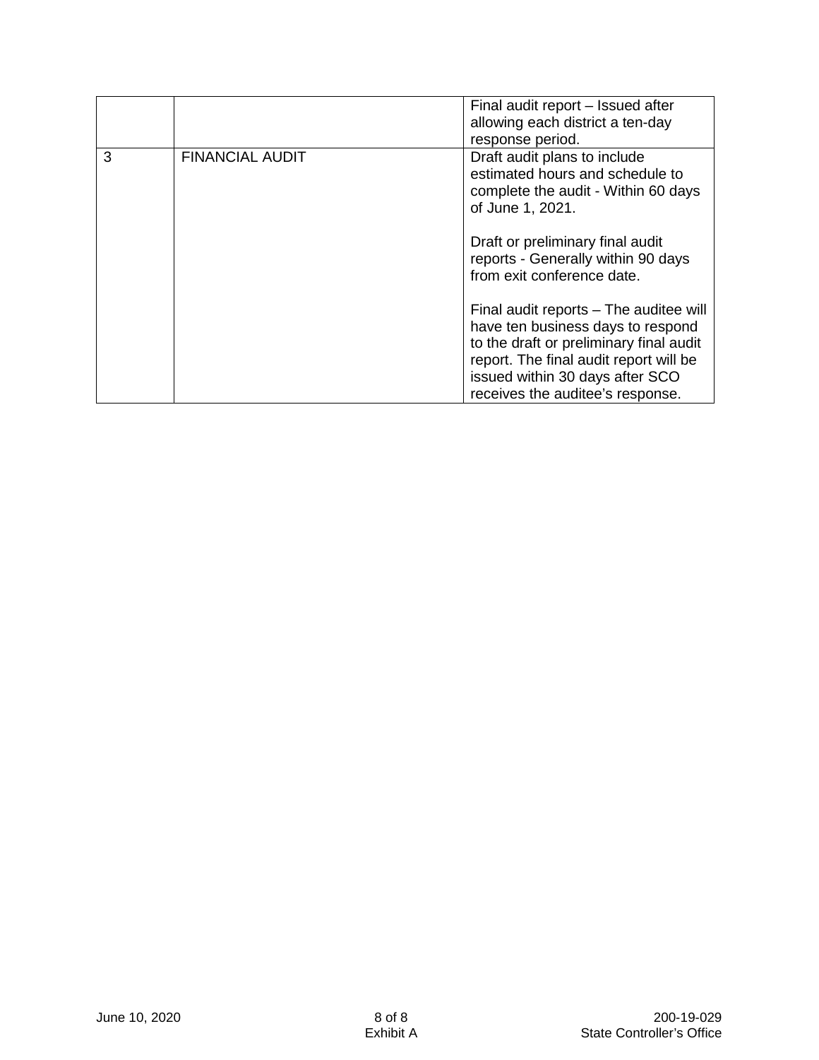| | | |
|---|---|---|
| | | Final audit report – Issued after allowing each district a ten-day response period. |
| 3 | FINANCIAL AUDIT | Draft audit plans to include estimated hours and schedule to complete the audit - Within 60 days of June 1, 2021.<br><br>Draft or preliminary final audit reports - Generally within 90 days from exit conference date.<br><br>Final audit reports – The auditee will have ten business days to respond to the draft or preliminary final audit report. The final audit report will be issued within 30 days after SCO receives the auditee's response. |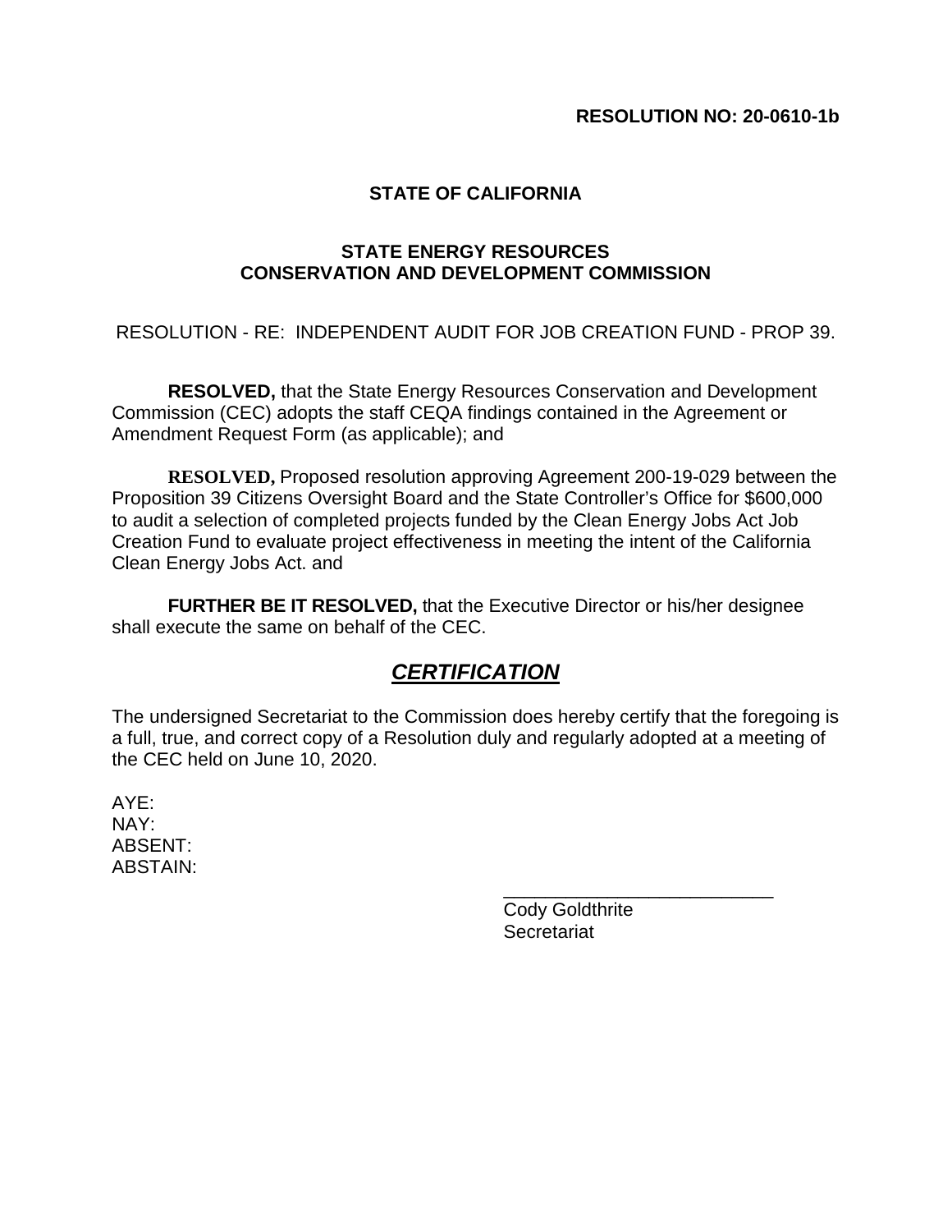**RESOLUTION NO: 20-0610-1b**

**STATE OF CALIFORNIA**

**STATE ENERGY RESOURCES**
**CONSERVATION AND DEVELOPMENT COMMISSION**

RESOLUTION - RE: INDEPENDENT AUDIT FOR JOB CREATION FUND - PROP 39.

**RESOLVED,** that the State Energy Resources Conservation and Development Commission (CEC) adopts the staff CEQA findings contained in the Agreement or Amendment Request Form (as applicable); and

**RESOLVED,** Proposed resolution approving Agreement 200-19-029 between the Proposition 39 Citizens Oversight Board and the State Controller's Office for $600,000 to audit a selection of completed projects funded by the Clean Energy Jobs Act Job Creation Fund to evaluate project effectiveness in meeting the intent of the California Clean Energy Jobs Act. and

**FURTHER BE IT RESOLVED,** that the Executive Director or his/her designee shall execute the same on behalf of the CEC.

## ***CERTIFICATION***

The undersigned Secretariat to the Commission does hereby certify that the foregoing is a full, true, and correct copy of a Resolution duly and regularly adopted at a meeting of the CEC held on June 10, 2020.

AYE:
NAY:
ABSENT:
ABSTAIN:

\_\_\_\_\_\_\_\_\_\_\_\_\_\_\_\_\_\_\_\_\_\_\_\_\_\_\_
Cody Goldthrite
Secretariat